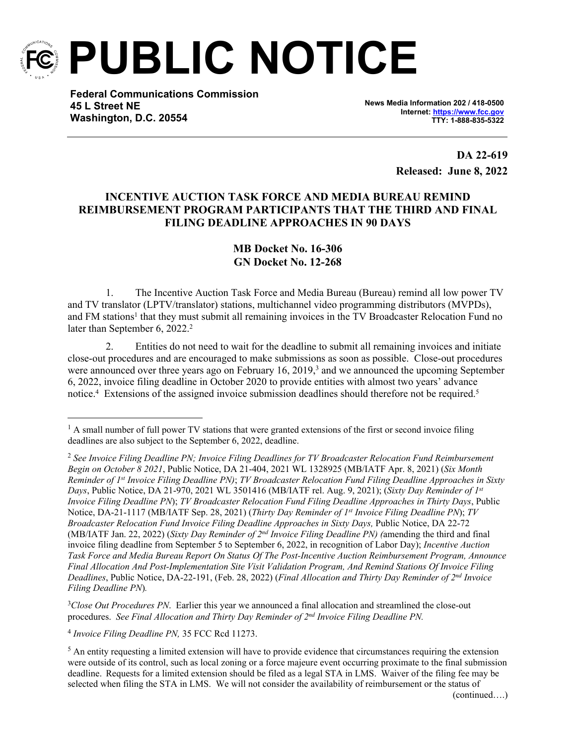# PUBLIC NOTICE

**Federal Communications Commission**
**45 L Street NE**
**Washington, D.C. 20554**

**News Media Information 202 / 418-0500**
**Internet: https://www.fcc.gov**
**TTY: 1-888-835-5322**

**DA 22-619**
**Released: June 8, 2022**

**INCENTIVE AUCTION TASK FORCE AND MEDIA BUREAU REMIND REIMBURSEMENT PROGRAM PARTICIPANTS THAT THE THIRD AND FINAL FILING DEADLINE APPROACHES IN 90 DAYS**

**MB Docket No. 16-306**
**GN Docket No. 12-268**

1. The Incentive Auction Task Force and Media Bureau (Bureau) remind all low power TV and TV translator (LPTV/translator) stations, multichannel video programming distributors (MVPDs), and FM stations[1] that they must submit all remaining invoices in the TV Broadcaster Relocation Fund no later than September 6, 2022.[2]

2. Entities do not need to wait for the deadline to submit all remaining invoices and initiate close-out procedures and are encouraged to make submissions as soon as possible. Close-out procedures were announced over three years ago on February 16, 2019,[3] and we announced the upcoming September 6, 2022, invoice filing deadline in October 2020 to provide entities with almost two years' advance notice.[4] Extensions of the assigned invoice submission deadlines should therefore not be required.[5]

---

[1] A small number of full power TV stations that were granted extensions of the first or second invoice filing deadlines are also subject to the September 6, 2022, deadline.

[2] *See Invoice Filing Deadline PN; Invoice Filing Deadlines for TV Broadcaster Relocation Fund Reimbursement Begin on October 8 2021*, Public Notice, DA 21-404, 2021 WL 1328925 (MB/IATF Apr. 8, 2021) (*Six Month Reminder of 1st Invoice Filing Deadline PN)*; *TV Broadcaster Relocation Fund Filing Deadline Approaches in Sixty Days*, Public Notice, DA 21-970, 2021 WL 3501416 (MB/IATF rel. Aug. 9, 2021); (*Sixty Day Reminder of 1st Invoice Filing Deadline PN*); *TV Broadcaster Relocation Fund Filing Deadline Approaches in Thirty Days*, Public Notice, DA-21-1117 (MB/IATF Sep. 28, 2021) (*Thirty Day Reminder of 1st Invoice Filing Deadline PN*); *TV Broadcaster Relocation Fund Invoice Filing Deadline Approaches in Sixty Days,* Public Notice, DA 22-72 (MB/IATF Jan. 22, 2022) (*Sixty Day Reminder of 2nd Invoice Filing Deadline PN) (*amending the third and final invoice filing deadline from September 5 to September 6, 2022, in recognition of Labor Day); *Incentive Auction Task Force and Media Bureau Report On Status Of The Post-Incentive Auction Reimbursement Program, Announce Final Allocation And Post-Implementation Site Visit Validation Program, And Remind Stations Of Invoice Filing Deadlines*, Public Notice, DA-22-191, (Feb. 28, 2022) (*Final Allocation and Thirty Day Reminder of 2nd Invoice Filing Deadline PN*)*.*

[3] *Close Out Procedures PN*. Earlier this year we announced a final allocation and streamlined the close-out procedures. *See Final Allocation and Thirty Day Reminder of 2nd Invoice Filing Deadline PN.*

[4] *Invoice Filing Deadline PN,* 35 FCC Rcd 11273.

[5] An entity requesting a limited extension will have to provide evidence that circumstances requiring the extension were outside of its control, such as local zoning or a force majeure event occurring proximate to the final submission deadline. Requests for a limited extension should be filed as a legal STA in LMS. Waiver of the filing fee may be selected when filing the STA in LMS. We will not consider the availability of reimbursement or the status of

(continued….)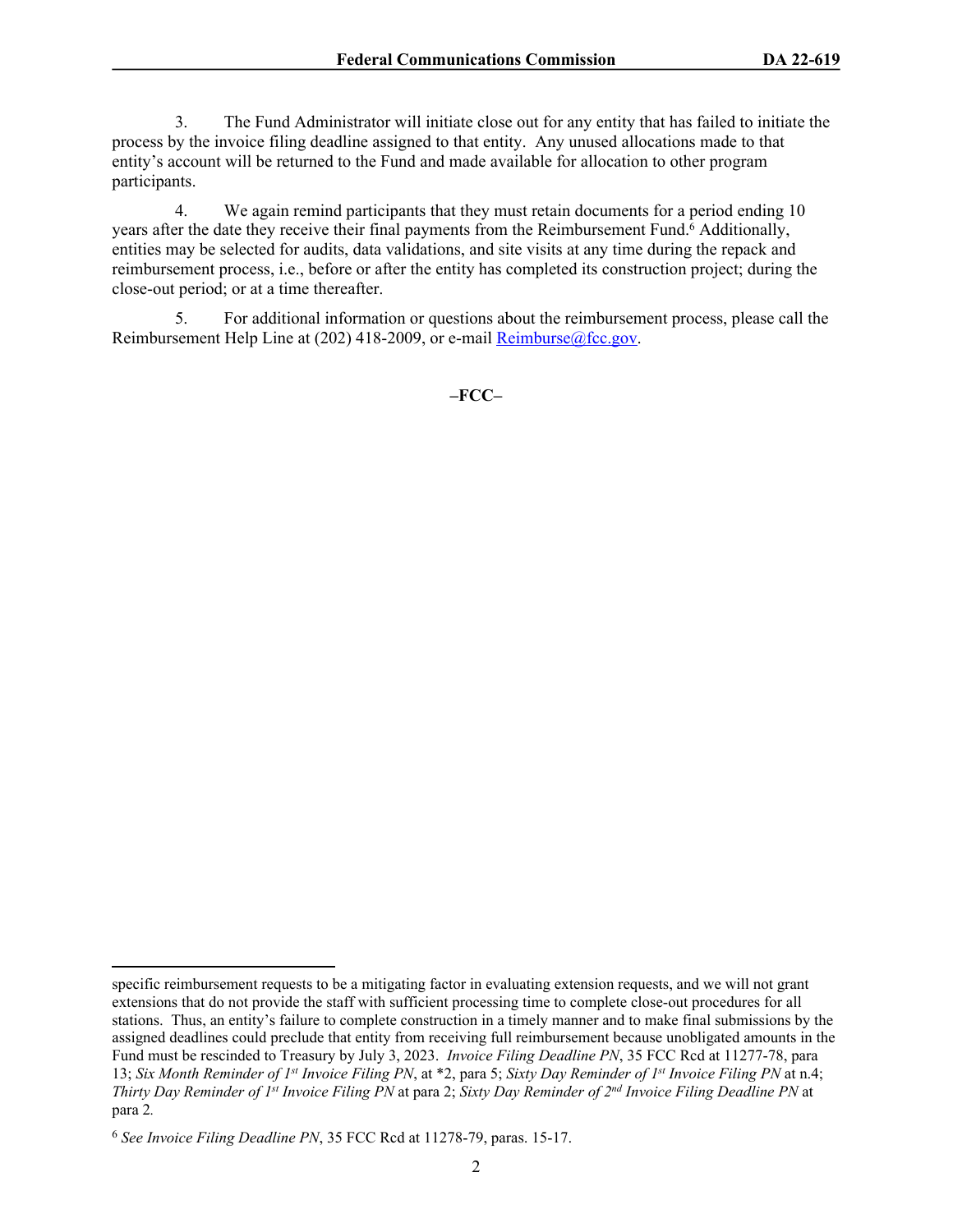3. The Fund Administrator will initiate close out for any entity that has failed to initiate the process by the invoice filing deadline assigned to that entity. Any unused allocations made to that entity's account will be returned to the Fund and made available for allocation to other program participants.

4. We again remind participants that they must retain documents for a period ending 10 years after the date they receive their final payments from the Reimbursement Fund.[6] Additionally, entities may be selected for audits, data validations, and site visits at any time during the repack and reimbursement process, i.e., before or after the entity has completed its construction project; during the close-out period; or at a time thereafter.

5. For additional information or questions about the reimbursement process, please call the Reimbursement Help Line at (202) 418-2009, or e-mail [Reimburse@fcc.gov](mailto:Reimburse@fcc.gov).

**–FCC–**

---

specific reimbursement requests to be a mitigating factor in evaluating extension requests, and we will not grant extensions that do not provide the staff with sufficient processing time to complete close-out procedures for all stations. Thus, an entity's failure to complete construction in a timely manner and to make final submissions by the assigned deadlines could preclude that entity from receiving full reimbursement because unobligated amounts in the Fund must be rescinded to Treasury by July 3, 2023. *Invoice Filing Deadline PN*, 35 FCC Rcd at 11277-78, para 13; *Six Month Reminder of 1st Invoice Filing PN*, at *2, para 5; *Sixty Day Reminder of 1st Invoice Filing PN* at n.4; *Thirty Day Reminder of 1st Invoice Filing PN* at para 2; *Sixty Day Reminder of 2nd Invoice Filing Deadline PN* at para 2.

[6] *See Invoice Filing Deadline PN*, 35 FCC Rcd at 11278-79, paras. 15-17.